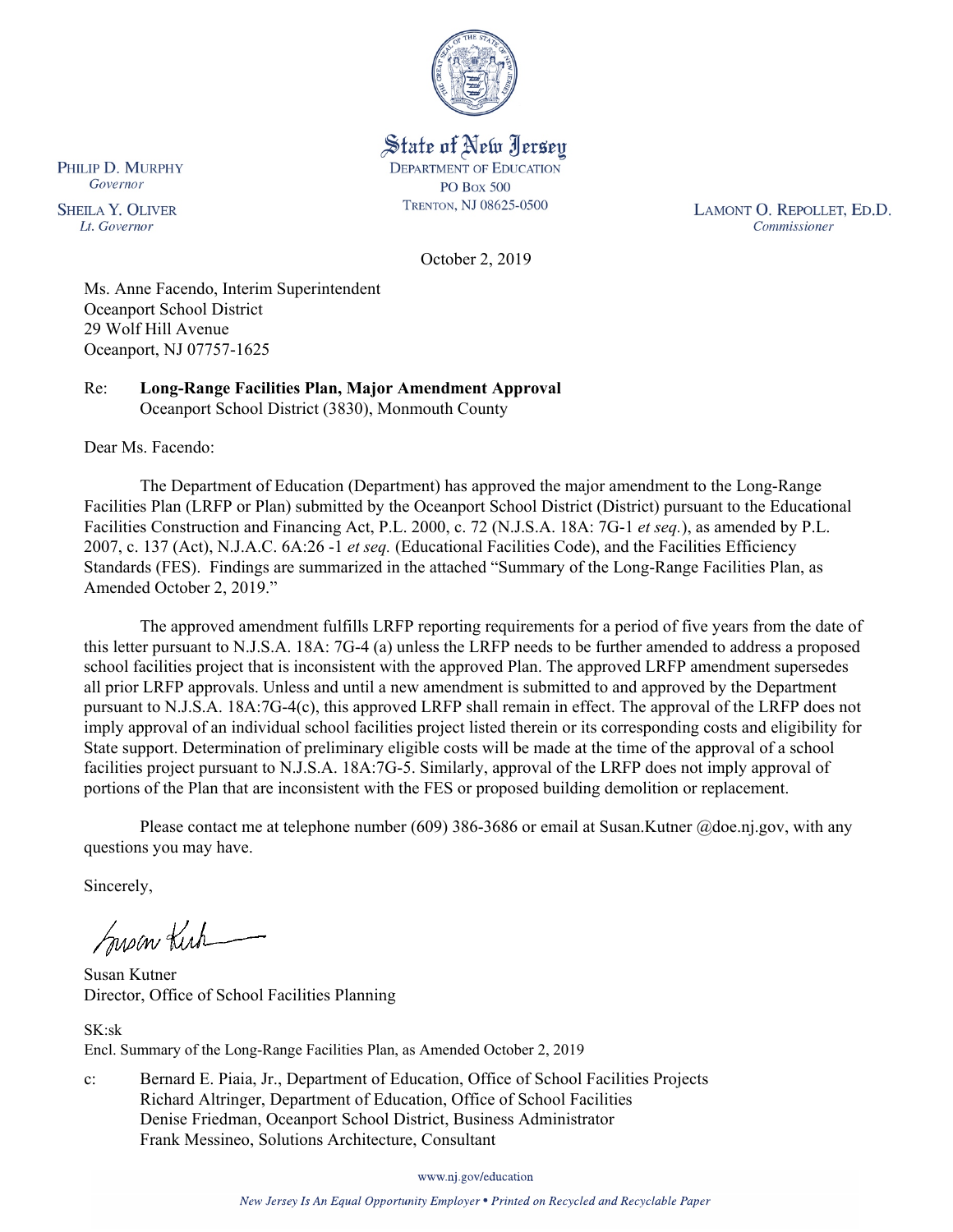State of New Jersey
DEPARTMENT OF EDUCATION
PO Box 500
TRENTON, NJ 08625-0500

PHILIP D. MURPHY
*Governor*

SHEILA Y. OLIVER
*Lt. Governor*

LAMONT O. REPOLLET, ED.D.
*Commissioner*

October 2, 2019

Ms. Anne Facendo, Interim Superintendent
Oceanport School District
29 Wolf Hill Avenue
Oceanport, NJ 07757-1625

Re: **Long-Range Facilities Plan, Major Amendment Approval**
Oceanport School District (3830), Monmouth County

Dear Ms. Facendo:

The Department of Education (Department) has approved the major amendment to the Long-Range Facilities Plan (LRFP or Plan) submitted by the Oceanport School District (District) pursuant to the Educational Facilities Construction and Financing Act, P.L. 2000, c. 72 (N.J.S.A. 18A: 7G-1 *et seq.*), as amended by P.L. 2007, c. 137 (Act), N.J.A.C. 6A:26 -1 *et seq.* (Educational Facilities Code), and the Facilities Efficiency Standards (FES). Findings are summarized in the attached "Summary of the Long-Range Facilities Plan, as Amended October 2, 2019."

The approved amendment fulfills LRFP reporting requirements for a period of five years from the date of this letter pursuant to N.J.S.A. 18A: 7G-4 (a) unless the LRFP needs to be further amended to address a proposed school facilities project that is inconsistent with the approved Plan. The approved LRFP amendment supersedes all prior LRFP approvals. Unless and until a new amendment is submitted to and approved by the Department pursuant to N.J.S.A. 18A:7G-4(c), this approved LRFP shall remain in effect. The approval of the LRFP does not imply approval of an individual school facilities project listed therein or its corresponding costs and eligibility for State support. Determination of preliminary eligible costs will be made at the time of the approval of a school facilities project pursuant to N.J.S.A. 18A:7G-5. Similarly, approval of the LRFP does not imply approval of portions of the Plan that are inconsistent with the FES or proposed building demolition or replacement.

Please contact me at telephone number (609) 386-3686 or email at Susan.Kutner @doe.nj.gov, with any questions you may have.

Sincerely,

Susan Kutner
Director, Office of School Facilities Planning

SK:sk
Encl. Summary of the Long-Range Facilities Plan, as Amended October 2, 2019

c: Bernard E. Piaia, Jr., Department of Education, Office of School Facilities Projects
Richard Altringer, Department of Education, Office of School Facilities
Denise Friedman, Oceanport School District, Business Administrator
Frank Messineo, Solutions Architecture, Consultant

www.nj.gov/education

*New Jersey Is An Equal Opportunity Employer • Printed on Recycled and Recyclable Paper*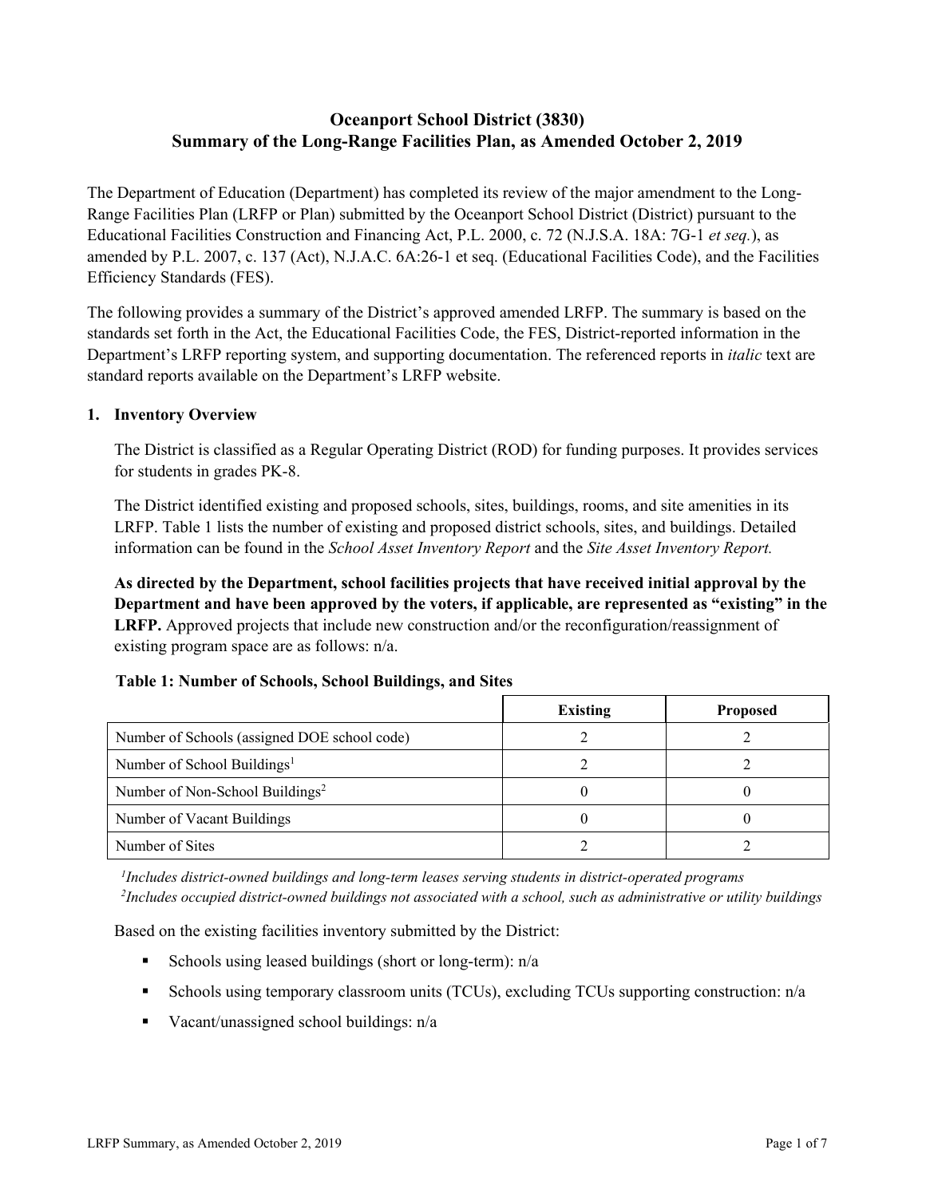# Oceanport School District (3830)
# Summary of the Long-Range Facilities Plan, as Amended October 2, 2019

The Department of Education (Department) has completed its review of the major amendment to the Long-Range Facilities Plan (LRFP or Plan) submitted by the Oceanport School District (District) pursuant to the Educational Facilities Construction and Financing Act, P.L. 2000, c. 72 (N.J.S.A. 18A: 7G-1 *et seq.*), as amended by P.L. 2007, c. 137 (Act), N.J.A.C. 6A:26-1 et seq. (Educational Facilities Code), and the Facilities Efficiency Standards (FES).

The following provides a summary of the District's approved amended LRFP. The summary is based on the standards set forth in the Act, the Educational Facilities Code, the FES, District-reported information in the Department's LRFP reporting system, and supporting documentation. The referenced reports in *italic* text are standard reports available on the Department's LRFP website.

## 1. Inventory Overview

The District is classified as a Regular Operating District (ROD) for funding purposes. It provides services for students in grades PK-8.

The District identified existing and proposed schools, sites, buildings, rooms, and site amenities in its LRFP. Table 1 lists the number of existing and proposed district schools, sites, and buildings. Detailed information can be found in the *School Asset Inventory Report* and the *Site Asset Inventory Report.*

**As directed by the Department, school facilities projects that have received initial approval by the Department and have been approved by the voters, if applicable, are represented as "existing" in the LRFP.** Approved projects that include new construction and/or the reconfiguration/reassignment of existing program space are as follows: n/a.

**Table 1: Number of Schools, School Buildings, and Sites**

| | Existing | Proposed |
|---|---|---|
| Number of Schools (assigned DOE school code) | 2 | 2 |
| Number of School Buildings[1] | 2 | 2 |
| Number of Non-School Buildings[2] | 0 | 0 |
| Number of Vacant Buildings | 0 | 0 |
| Number of Sites | 2 | 2 |

*[1]Includes district-owned buildings and long-term leases serving students in district-operated programs*
*[2]Includes occupied district-owned buildings not associated with a school, such as administrative or utility buildings*

Based on the existing facilities inventory submitted by the District:

- Schools using leased buildings (short or long-term): n/a
- Schools using temporary classroom units (TCUs), excluding TCUs supporting construction: n/a
- Vacant/unassigned school buildings: n/a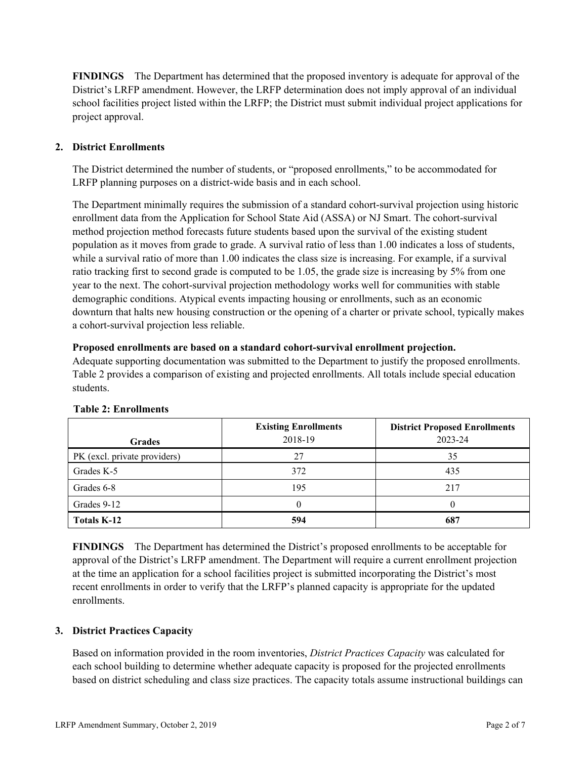**FINDINGS** The Department has determined that the proposed inventory is adequate for approval of the District's LRFP amendment. However, the LRFP determination does not imply approval of an individual school facilities project listed within the LRFP; the District must submit individual project applications for project approval.

## 2. District Enrollments

The District determined the number of students, or "proposed enrollments," to be accommodated for LRFP planning purposes on a district-wide basis and in each school.

The Department minimally requires the submission of a standard cohort-survival projection using historic enrollment data from the Application for School State Aid (ASSA) or NJ Smart. The cohort-survival method projection method forecasts future students based upon the survival of the existing student population as it moves from grade to grade. A survival ratio of less than 1.00 indicates a loss of students, while a survival ratio of more than 1.00 indicates the class size is increasing. For example, if a survival ratio tracking first to second grade is computed to be 1.05, the grade size is increasing by 5% from one year to the next. The cohort-survival projection methodology works well for communities with stable demographic conditions. Atypical events impacting housing or enrollments, such as an economic downturn that halts new housing construction or the opening of a charter or private school, typically makes a cohort-survival projection less reliable.

**Proposed enrollments are based on a standard cohort-survival enrollment projection.**
Adequate supporting documentation was submitted to the Department to justify the proposed enrollments. Table 2 provides a comparison of existing and projected enrollments. All totals include special education students.

**Table 2: Enrollments**

| Grades | Existing Enrollments 2018-19 | District Proposed Enrollments 2023-24 |
|---|---|---|
| PK (excl. private providers) | 27 | 35 |
| Grades K-5 | 372 | 435 |
| Grades 6-8 | 195 | 217 |
| Grades 9-12 | 0 | 0 |
| **Totals K-12** | **594** | **687** |

**FINDINGS** The Department has determined the District's proposed enrollments to be acceptable for approval of the District's LRFP amendment. The Department will require a current enrollment projection at the time an application for a school facilities project is submitted incorporating the District's most recent enrollments in order to verify that the LRFP's planned capacity is appropriate for the updated enrollments.

## 3. District Practices Capacity

Based on information provided in the room inventories, *District Practices Capacity* was calculated for each school building to determine whether adequate capacity is proposed for the projected enrollments based on district scheduling and class size practices. The capacity totals assume instructional buildings can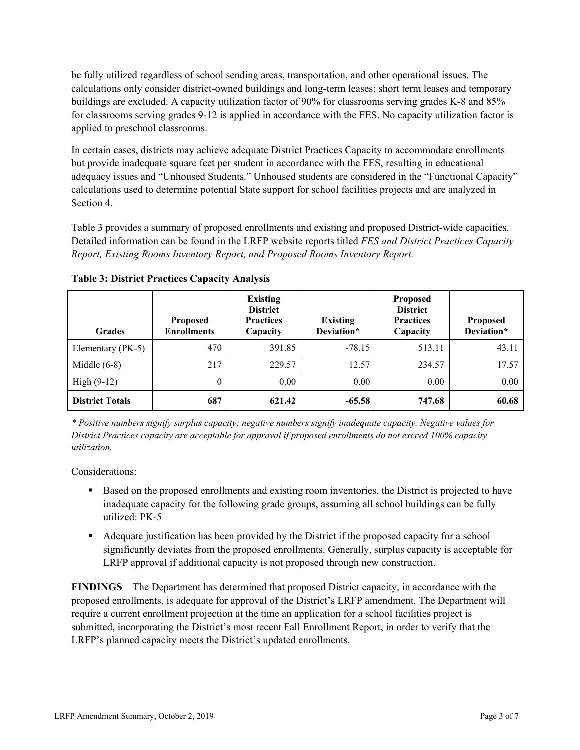be fully utilized regardless of school sending areas, transportation, and other operational issues. The calculations only consider district-owned buildings and long-term leases; short term leases and temporary buildings are excluded. A capacity utilization factor of 90% for classrooms serving grades K-8 and 85% for classrooms serving grades 9-12 is applied in accordance with the FES. No capacity utilization factor is applied to preschool classrooms.

In certain cases, districts may achieve adequate District Practices Capacity to accommodate enrollments but provide inadequate square feet per student in accordance with the FES, resulting in educational adequacy issues and "Unhoused Students." Unhoused students are considered in the "Functional Capacity" calculations used to determine potential State support for school facilities projects and are analyzed in Section 4.

Table 3 provides a summary of proposed enrollments and existing and proposed District-wide capacities. Detailed information can be found in the LRFP website reports titled *FES and District Practices Capacity Report, Existing Rooms Inventory Report, and Proposed Rooms Inventory Report.*

**Table 3: District Practices Capacity Analysis**

| Grades | Proposed Enrollments | Existing District Practices Capacity | Existing Deviation* | Proposed District Practices Capacity | Proposed Deviation* |
|---|---|---|---|---|---|
| Elementary (PK-5) | 470 | 391.85 | -78.15 | 513.11 | 43.11 |
| Middle (6-8) | 217 | 229.57 | 12.57 | 234.57 | 17.57 |
| High (9-12) | 0 | 0.00 | 0.00 | 0.00 | 0.00 |
| **District Totals** | **687** | **621.42** | **-65.58** | **747.68** | **60.68** |

*\* Positive numbers signify surplus capacity; negative numbers signify inadequate capacity. Negative values for District Practices capacity are acceptable for approval if proposed enrollments do not exceed 100% capacity utilization.*

Considerations:

- Based on the proposed enrollments and existing room inventories, the District is projected to have inadequate capacity for the following grade groups, assuming all school buildings can be fully utilized: PK-5
- Adequate justification has been provided by the District if the proposed capacity for a school significantly deviates from the proposed enrollments. Generally, surplus capacity is acceptable for LRFP approval if additional capacity is not proposed through new construction.

**FINDINGS** The Department has determined that proposed District capacity, in accordance with the proposed enrollments, is adequate for approval of the District's LRFP amendment. The Department will require a current enrollment projection at the time an application for a school facilities project is submitted, incorporating the District's most recent Fall Enrollment Report, in order to verify that the LRFP's planned capacity meets the District's updated enrollments.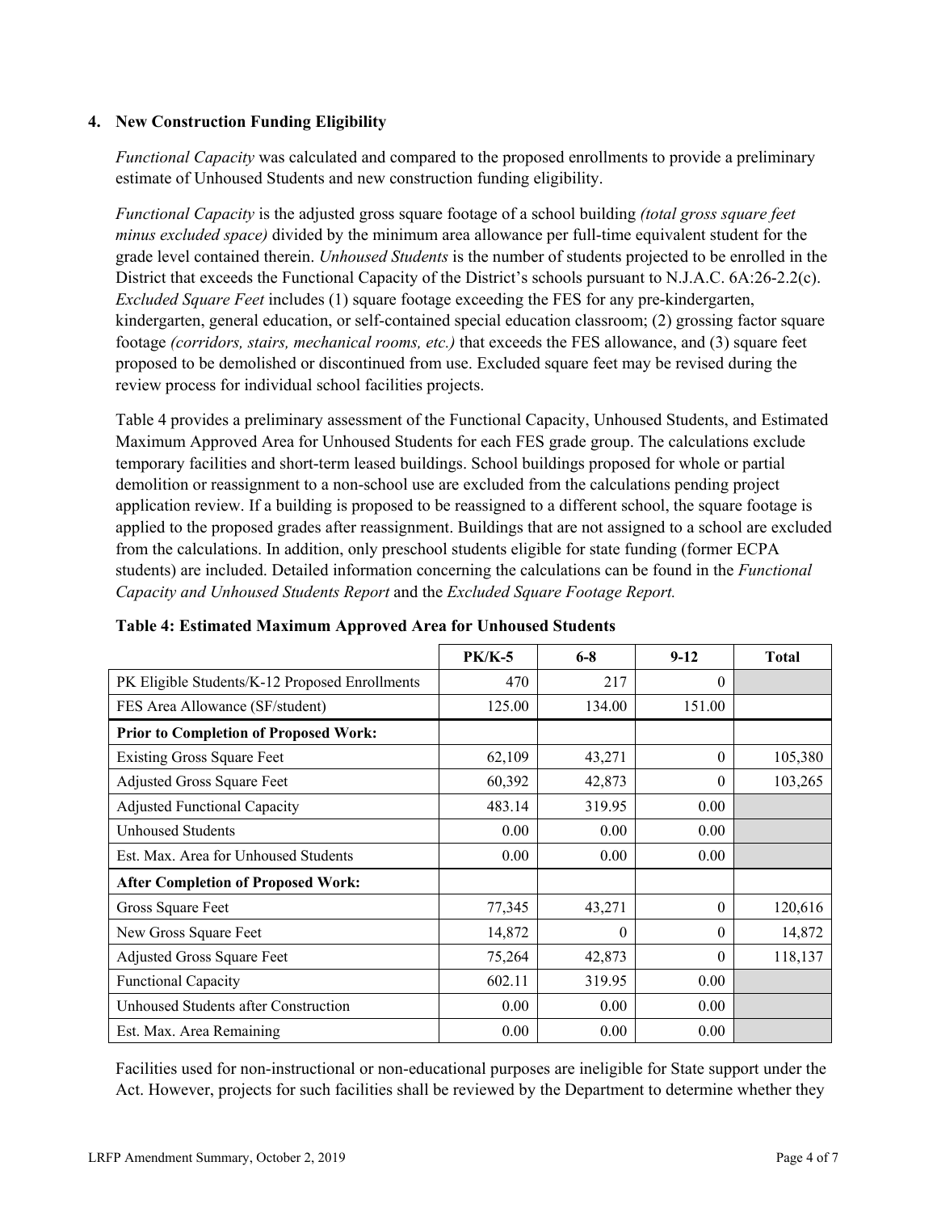### 4. New Construction Funding Eligibility

*Functional Capacity* was calculated and compared to the proposed enrollments to provide a preliminary estimate of Unhoused Students and new construction funding eligibility.

*Functional Capacity* is the adjusted gross square footage of a school building *(total gross square feet minus excluded space)* divided by the minimum area allowance per full-time equivalent student for the grade level contained therein. *Unhoused Students* is the number of students projected to be enrolled in the District that exceeds the Functional Capacity of the District's schools pursuant to N.J.A.C. 6A:26-2.2(c). *Excluded Square Feet* includes (1) square footage exceeding the FES for any pre-kindergarten, kindergarten, general education, or self-contained special education classroom; (2) grossing factor square footage *(corridors, stairs, mechanical rooms, etc.)* that exceeds the FES allowance, and (3) square feet proposed to be demolished or discontinued from use. Excluded square feet may be revised during the review process for individual school facilities projects.

Table 4 provides a preliminary assessment of the Functional Capacity, Unhoused Students, and Estimated Maximum Approved Area for Unhoused Students for each FES grade group. The calculations exclude temporary facilities and short-term leased buildings. School buildings proposed for whole or partial demolition or reassignment to a non-school use are excluded from the calculations pending project application review. If a building is proposed to be reassigned to a different school, the square footage is applied to the proposed grades after reassignment. Buildings that are not assigned to a school are excluded from the calculations. In addition, only preschool students eligible for state funding (former ECPA students) are included. Detailed information concerning the calculations can be found in the *Functional Capacity and Unhoused Students Report* and the *Excluded Square Footage Report.*

**Table 4: Estimated Maximum Approved Area for Unhoused Students**

| | PK/K-5 | 6-8 | 9-12 | Total |
|---|---|---|---|---|
| PK Eligible Students/K-12 Proposed Enrollments | 470 | 217 | 0 | |
| FES Area Allowance (SF/student) | 125.00 | 134.00 | 151.00 | |
| **Prior to Completion of Proposed Work:** | | | | |
| Existing Gross Square Feet | 62,109 | 43,271 | 0 | 105,380 |
| Adjusted Gross Square Feet | 60,392 | 42,873 | 0 | 103,265 |
| Adjusted Functional Capacity | 483.14 | 319.95 | 0.00 | |
| Unhoused Students | 0.00 | 0.00 | 0.00 | |
| Est. Max. Area for Unhoused Students | 0.00 | 0.00 | 0.00 | |
| **After Completion of Proposed Work:** | | | | |
| Gross Square Feet | 77,345 | 43,271 | 0 | 120,616 |
| New Gross Square Feet | 14,872 | 0 | 0 | 14,872 |
| Adjusted Gross Square Feet | 75,264 | 42,873 | 0 | 118,137 |
| Functional Capacity | 602.11 | 319.95 | 0.00 | |
| Unhoused Students after Construction | 0.00 | 0.00 | 0.00 | |
| Est. Max. Area Remaining | 0.00 | 0.00 | 0.00 | |

Facilities used for non-instructional or non-educational purposes are ineligible for State support under the Act. However, projects for such facilities shall be reviewed by the Department to determine whether they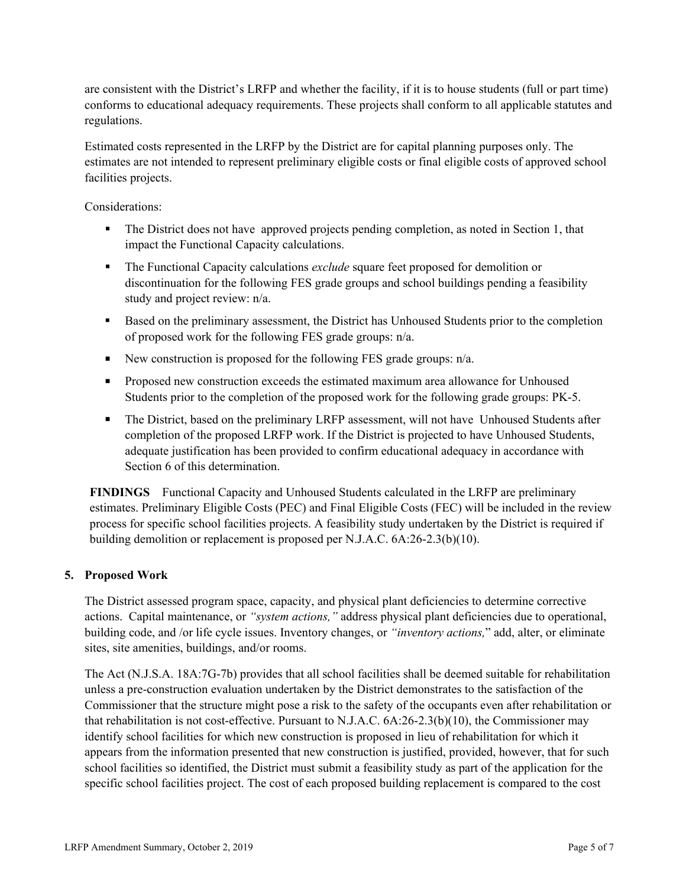are consistent with the District's LRFP and whether the facility, if it is to house students (full or part time) conforms to educational adequacy requirements. These projects shall conform to all applicable statutes and regulations.

Estimated costs represented in the LRFP by the District are for capital planning purposes only. The estimates are not intended to represent preliminary eligible costs or final eligible costs of approved school facilities projects.

Considerations:

- The District does not have approved projects pending completion, as noted in Section 1, that impact the Functional Capacity calculations.
- The Functional Capacity calculations *exclude* square feet proposed for demolition or discontinuation for the following FES grade groups and school buildings pending a feasibility study and project review: n/a.
- Based on the preliminary assessment, the District has Unhoused Students prior to the completion of proposed work for the following FES grade groups: n/a.
- New construction is proposed for the following FES grade groups: n/a.
- Proposed new construction exceeds the estimated maximum area allowance for Unhoused Students prior to the completion of the proposed work for the following grade groups: PK-5.
- The District, based on the preliminary LRFP assessment, will not have Unhoused Students after completion of the proposed LRFP work. If the District is projected to have Unhoused Students, adequate justification has been provided to confirm educational adequacy in accordance with Section 6 of this determination.

**FINDINGS** Functional Capacity and Unhoused Students calculated in the LRFP are preliminary estimates. Preliminary Eligible Costs (PEC) and Final Eligible Costs (FEC) will be included in the review process for specific school facilities projects. A feasibility study undertaken by the District is required if building demolition or replacement is proposed per N.J.A.C. 6A:26-2.3(b)(10).

## 5. Proposed Work

The District assessed program space, capacity, and physical plant deficiencies to determine corrective actions. Capital maintenance, or *"system actions,"* address physical plant deficiencies due to operational, building code, and /or life cycle issues. Inventory changes, or *"inventory actions,"* add, alter, or eliminate sites, site amenities, buildings, and/or rooms.

The Act (N.J.S.A. 18A:7G-7b) provides that all school facilities shall be deemed suitable for rehabilitation unless a pre-construction evaluation undertaken by the District demonstrates to the satisfaction of the Commissioner that the structure might pose a risk to the safety of the occupants even after rehabilitation or that rehabilitation is not cost-effective. Pursuant to N.J.A.C. 6A:26-2.3(b)(10), the Commissioner may identify school facilities for which new construction is proposed in lieu of rehabilitation for which it appears from the information presented that new construction is justified, provided, however, that for such school facilities so identified, the District must submit a feasibility study as part of the application for the specific school facilities project. The cost of each proposed building replacement is compared to the cost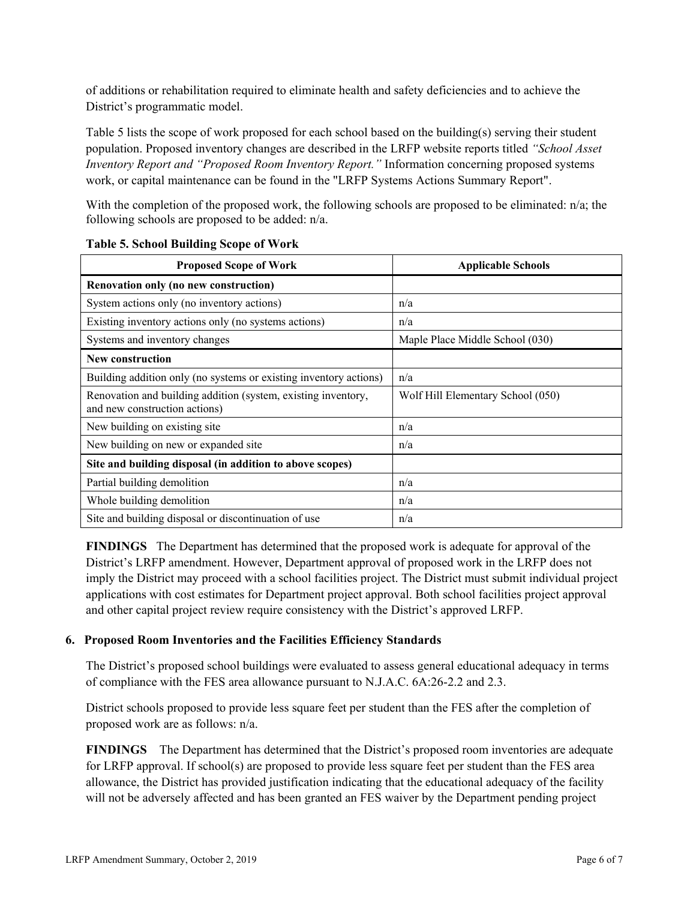of additions or rehabilitation required to eliminate health and safety deficiencies and to achieve the District's programmatic model.

Table 5 lists the scope of work proposed for each school based on the building(s) serving their student population. Proposed inventory changes are described in the LRFP website reports titled *"School Asset Inventory Report and "Proposed Room Inventory Report."* Information concerning proposed systems work, or capital maintenance can be found in the "LRFP Systems Actions Summary Report".

With the completion of the proposed work, the following schools are proposed to be eliminated: n/a; the following schools are proposed to be added: n/a.

**Table 5. School Building Scope of Work**

| Proposed Scope of Work | Applicable Schools |
|---|---|
| **Renovation only (no new construction)** | |
| System actions only (no inventory actions) | n/a |
| Existing inventory actions only (no systems actions) | n/a |
| Systems and inventory changes | Maple Place Middle School (030) |
| **New construction** | |
| Building addition only (no systems or existing inventory actions) | n/a |
| Renovation and building addition (system, existing inventory, and new construction actions) | Wolf Hill Elementary School (050) |
| New building on existing site | n/a |
| New building on new or expanded site | n/a |
| **Site and building disposal (in addition to above scopes)** | |
| Partial building demolition | n/a |
| Whole building demolition | n/a |
| Site and building disposal or discontinuation of use | n/a |

**FINDINGS** The Department has determined that the proposed work is adequate for approval of the District's LRFP amendment. However, Department approval of proposed work in the LRFP does not imply the District may proceed with a school facilities project. The District must submit individual project applications with cost estimates for Department project approval. Both school facilities project approval and other capital project review require consistency with the District's approved LRFP.

### 6. Proposed Room Inventories and the Facilities Efficiency Standards

The District's proposed school buildings were evaluated to assess general educational adequacy in terms of compliance with the FES area allowance pursuant to N.J.A.C. 6A:26-2.2 and 2.3.

District schools proposed to provide less square feet per student than the FES after the completion of proposed work are as follows: n/a.

**FINDINGS** The Department has determined that the District's proposed room inventories are adequate for LRFP approval. If school(s) are proposed to provide less square feet per student than the FES area allowance, the District has provided justification indicating that the educational adequacy of the facility will not be adversely affected and has been granted an FES waiver by the Department pending project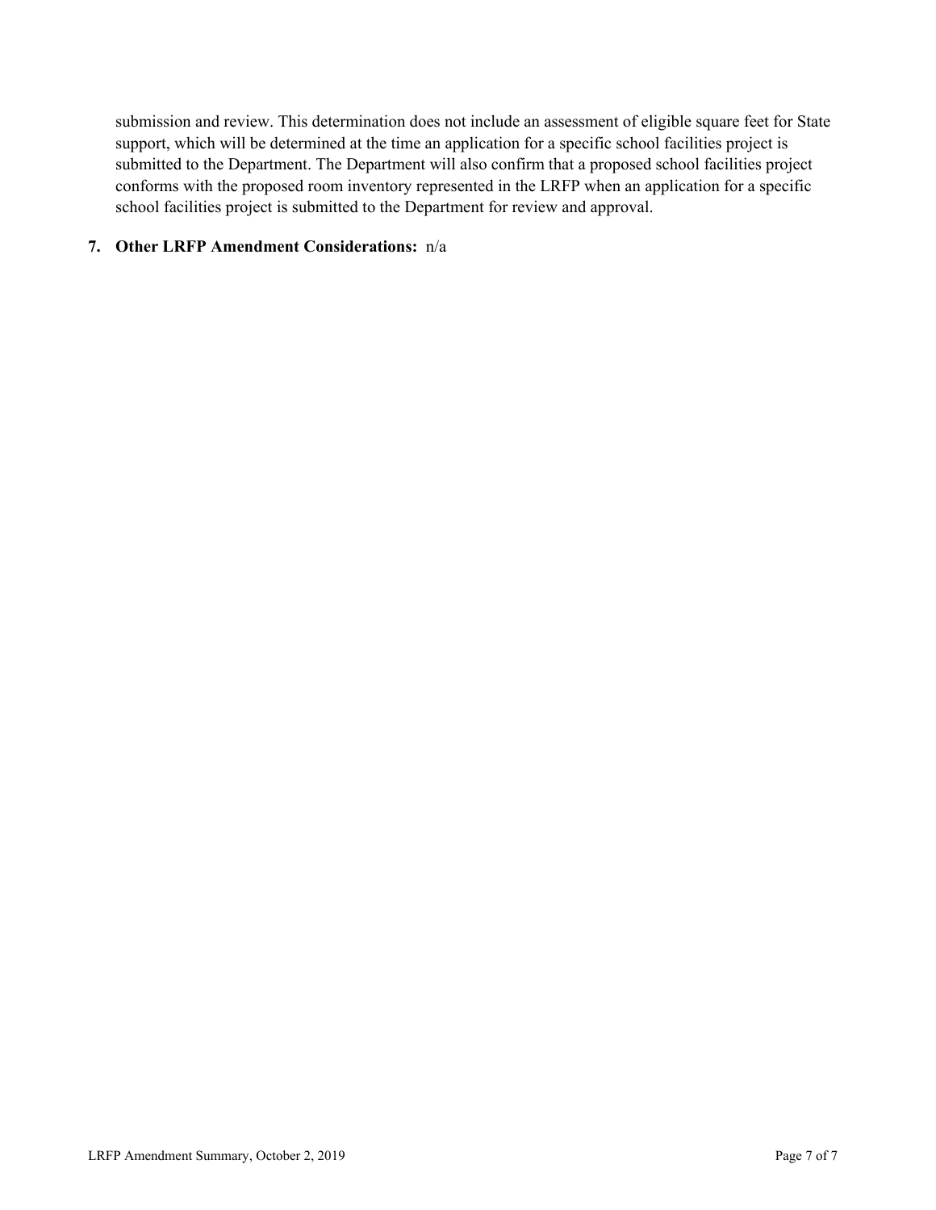submission and review. This determination does not include an assessment of eligible square feet for State support, which will be determined at the time an application for a specific school facilities project is submitted to the Department. The Department will also confirm that a proposed school facilities project conforms with the proposed room inventory represented in the LRFP when an application for a specific school facilities project is submitted to the Department for review and approval.

7. **Other LRFP Amendment Considerations:** n/a